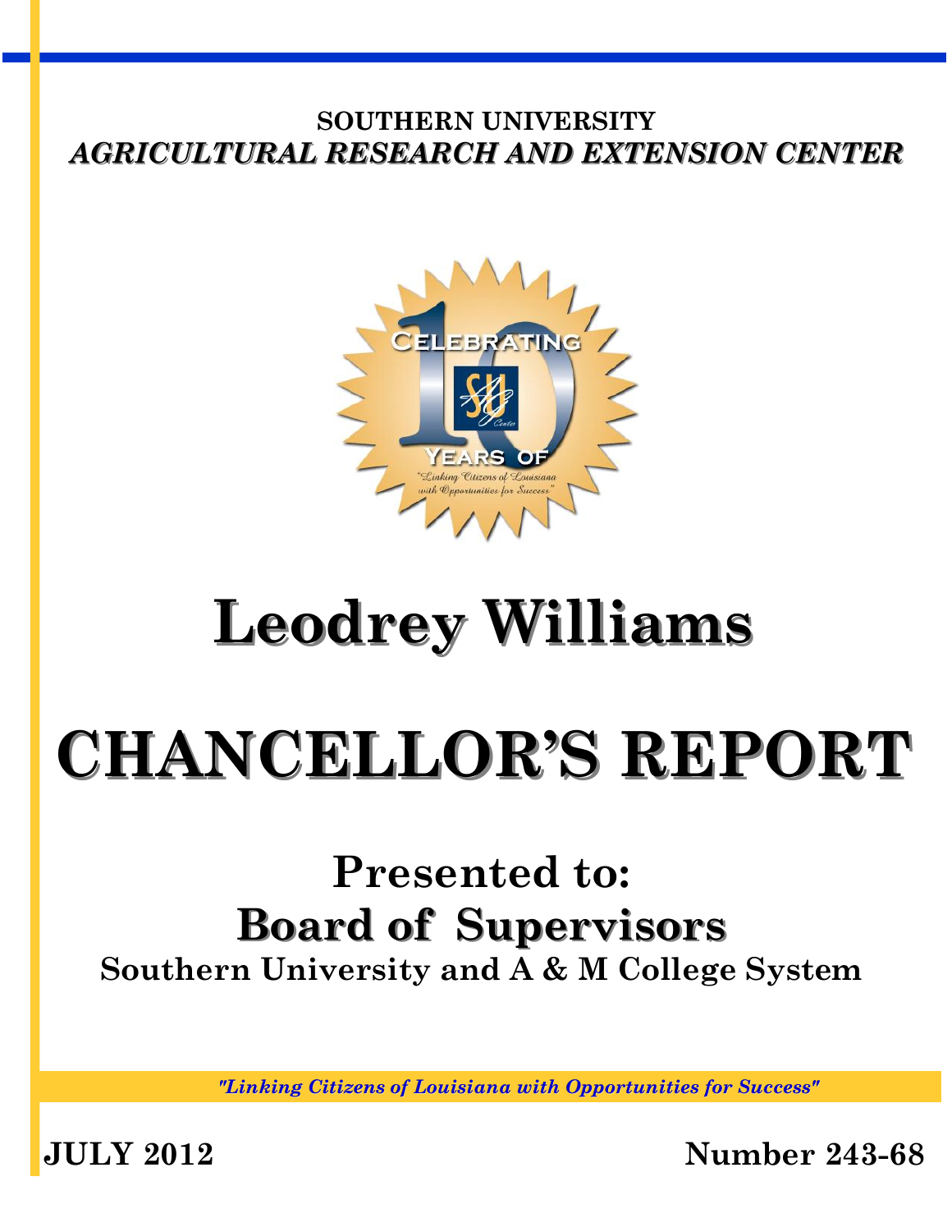**SOUTHERN UNIVERSITY**

***AGRICULTURAL RESEARCH AND EXTENSION CENTER***

# Leodrey Williams

# CHANCELLOR'S REPORT

## Presented to:

## Board of Supervisors

**Southern University and A & M College System**

*"Linking Citizens of Louisiana with Opportunities for Success"*

**JULY 2012** **Number 243-68**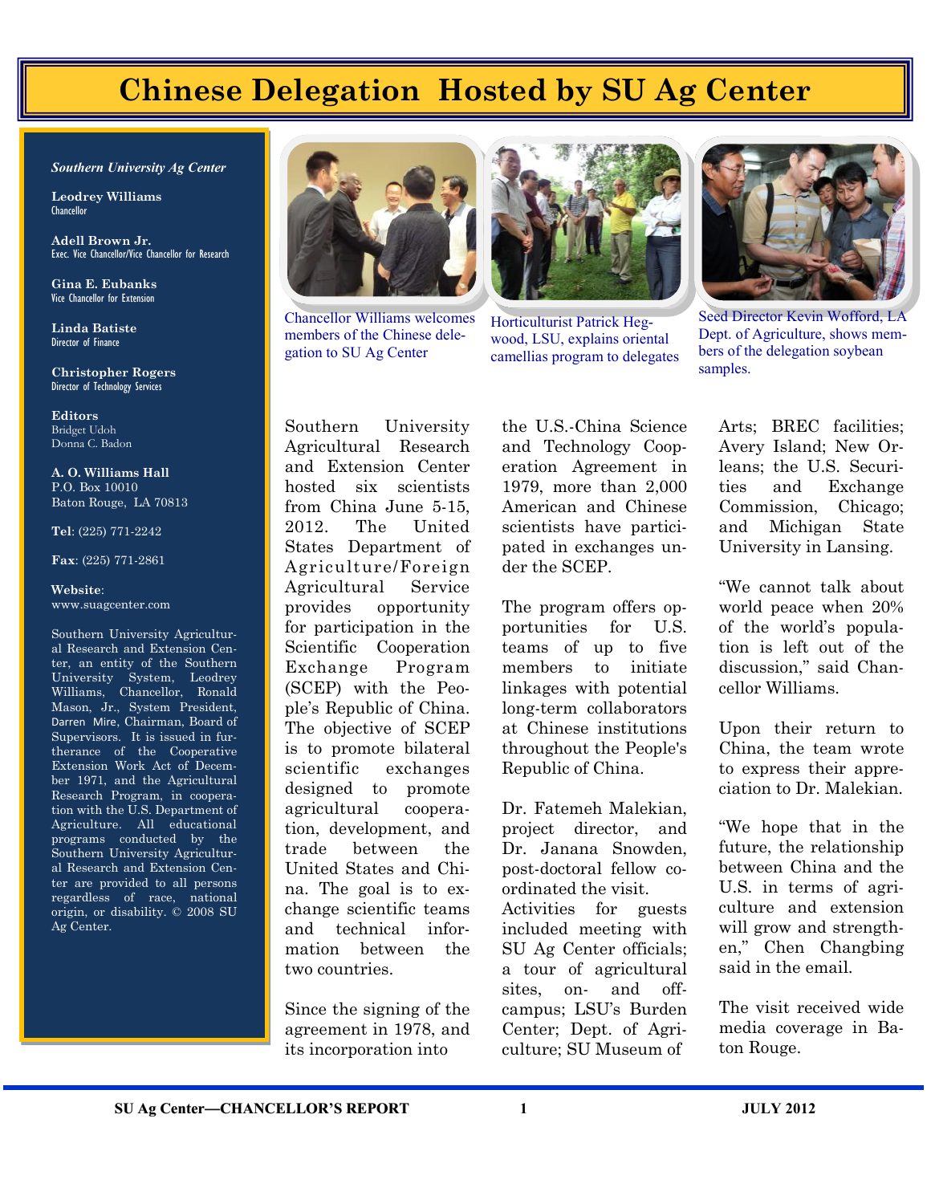# Chinese Delegation Hosted by SU Ag Center

*Southern University Ag Center*

**Leodrey Williams**
Chancellor

**Adell Brown Jr.**
Exec. Vice Chancellor/Vice Chancellor for Research

**Gina E. Eubanks**
Vice Chancellor for Extension

**Linda Batiste**
Director of Finance

**Christopher Rogers**
Director of Technology Services

**Editors**
Bridget Udoh
Donna C. Badon

**A. O. Williams Hall**
P.O. Box 10010
Baton Rouge, LA 70813

**Tel**: (225) 771-2242

**Fax**: (225) 771-2861

**Website**:
www.suagcenter.com

Southern University Agricultural Research and Extension Center, an entity of the Southern University System, Leodrey Williams, Chancellor, Ronald Mason, Jr., System President, Darren Mire, Chairman, Board of Supervisors. It is issued in furtherance of the Cooperative Extension Work Act of December 1971, and the Agricultural Research Program, in cooperation with the U.S. Department of Agriculture. All educational programs conducted by the Southern University Agricultural Research and Extension Center are provided to all persons regardless of race, national origin, or disability. © 2008 SU Ag Center.

Chancellor Williams welcomes members of the Chinese delegation to SU Ag Center

Horticulturist Patrick Hegwood, LSU, explains oriental camellias program to delegates

Seed Director Kevin Wofford, LA Dept. of Agriculture, shows members of the delegation soybean samples.

Southern University Agricultural Research and Extension Center hosted six scientists from China June 5-15, 2012. The United States Department of Agriculture/Foreign Agricultural Service provides opportunity for participation in the Scientific Cooperation Exchange Program (SCEP) with the People's Republic of China. The objective of SCEP is to promote bilateral scientific exchanges designed to promote agricultural cooperation, development, and trade between the United States and China. The goal is to exchange scientific teams and technical information between the two countries.

Since the signing of the agreement in 1978, and its incorporation into the U.S.-China Science and Technology Cooperation Agreement in 1979, more than 2,000 American and Chinese scientists have participated in exchanges under the SCEP.

The program offers opportunities for U.S. teams of up to five members to initiate linkages with potential long-term collaborators at Chinese institutions throughout the People's Republic of China.

Dr. Fatemeh Malekian, project director, and Dr. Janana Snowden, post-doctoral fellow coordinated the visit.
Activities for guests included meeting with SU Ag Center officials; a tour of agricultural sites, on- and off-campus; LSU's Burden Center; Dept. of Agriculture; SU Museum of Arts; BREC facilities; Avery Island; New Orleans; the U.S. Securities and Exchange Commission, Chicago; and Michigan State University in Lansing.

"We cannot talk about world peace when 20% of the world's population is left out of the discussion," said Chancellor Williams.

Upon their return to China, the team wrote to express their appreciation to Dr. Malekian.

"We hope that in the future, the relationship between China and the U.S. in terms of agriculture and extension will grow and strengthen," Chen Changbing said in the email.

The visit received wide media coverage in Baton Rouge.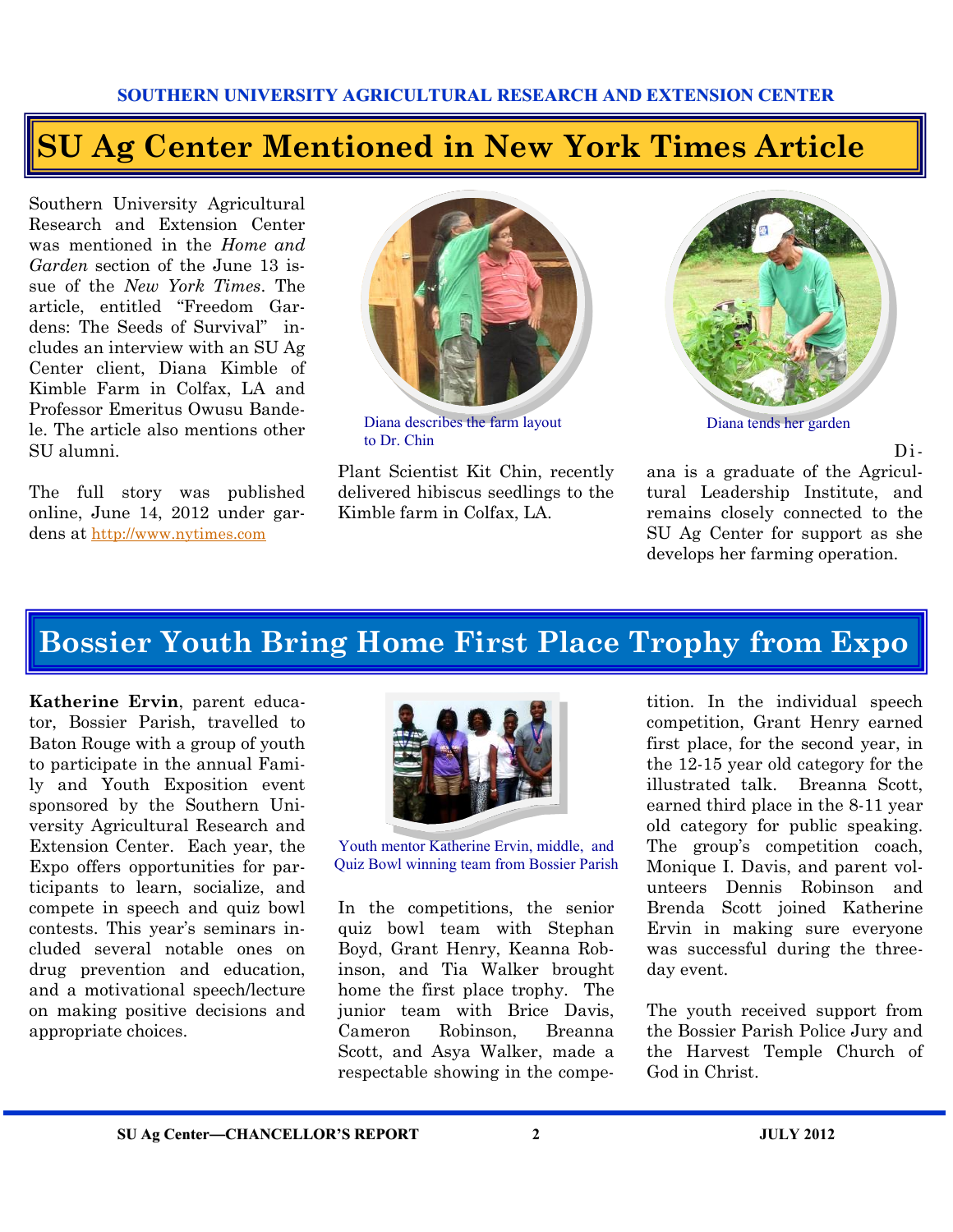# SU Ag Center Mentioned in New York Times Article

Southern University Agricultural Research and Extension Center was mentioned in the *Home and Garden* section of the June 13 issue of the *New York Times*. The article, entitled "Freedom Gardens: The Seeds of Survival" includes an interview with an SU Ag Center client, Diana Kimble of Kimble Farm in Colfax, LA and Professor Emeritus Owusu Bandele. The article also mentions other SU alumni.

The full story was published online, June 14, 2012 under gardens at http://www.nytimes.com

Diana describes the farm layout to Dr. Chin

Plant Scientist Kit Chin, recently delivered hibiscus seedlings to the Kimble farm in Colfax, LA.

Diana tends her garden

Diana is a graduate of the Agricultural Leadership Institute, and remains closely connected to the SU Ag Center for support as she develops her farming operation.

# Bossier Youth Bring Home First Place Trophy from Expo

**Katherine Ervin**, parent educator, Bossier Parish, travelled to Baton Rouge with a group of youth to participate in the annual Family and Youth Exposition event sponsored by the Southern University Agricultural Research and Extension Center. Each year, the Expo offers opportunities for participants to learn, socialize, and compete in speech and quiz bowl contests. This year's seminars included several notable ones on drug prevention and education, and a motivational speech/lecture on making positive decisions and appropriate choices.

Youth mentor Katherine Ervin, middle, and Quiz Bowl winning team from Bossier Parish

In the competitions, the senior quiz bowl team with Stephan Boyd, Grant Henry, Keanna Robinson, and Tia Walker brought home the first place trophy. The junior team with Brice Davis, Cameron Robinson, Breanna Scott, and Asya Walker, made a respectable showing in the competition. In the individual speech competition, Grant Henry earned first place, for the second year, in the 12-15 year old category for the illustrated talk. Breanna Scott, earned third place in the 8-11 year old category for public speaking. The group's competition coach, Monique I. Davis, and parent volunteers Dennis Robinson and Brenda Scott joined Katherine Ervin in making sure everyone was successful during the three-day event.

The youth received support from the Bossier Parish Police Jury and the Harvest Temple Church of God in Christ.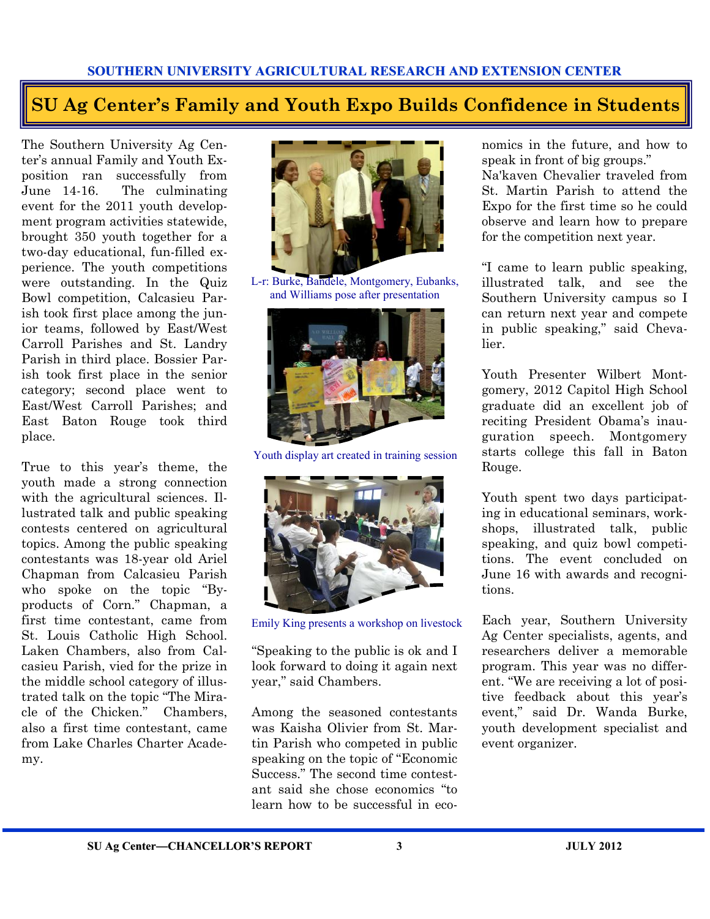**SOUTHERN UNIVERSITY AGRICULTURAL RESEARCH AND EXTENSION CENTER**

# SU Ag Center's Family and Youth Expo Builds Confidence in Students

The Southern University Ag Center's annual Family and Youth Exposition ran successfully from June 14-16. The culminating event for the 2011 youth development program activities statewide, brought 350 youth together for a two-day educational, fun-filled experience. The youth competitions were outstanding. In the Quiz Bowl competition, Calcasieu Parish took first place among the junior teams, followed by East/West Carroll Parishes and St. Landry Parish in third place. Bossier Parish took first place in the senior category; second place went to East/West Carroll Parishes; and East Baton Rouge took third place.

True to this year's theme, the youth made a strong connection with the agricultural sciences. Illustrated talk and public speaking contests centered on agricultural topics. Among the public speaking contestants was 18-year old Ariel Chapman from Calcasieu Parish who spoke on the topic "By-products of Corn." Chapman, a first time contestant, came from St. Louis Catholic High School. Laken Chambers, also from Calcasieu Parish, vied for the prize in the middle school category of illustrated talk on the topic "The Miracle of the Chicken." Chambers, also a first time contestant, came from Lake Charles Charter Academy.

L-r: Burke, Bandele, Montgomery, Eubanks, and Williams pose after presentation

Youth display art created in training session

Emily King presents a workshop on livestock

"Speaking to the public is ok and I look forward to doing it again next year," said Chambers.

Among the seasoned contestants was Kaisha Olivier from St. Martin Parish who competed in public speaking on the topic of "Economic Success." The second time contestant said she chose economics "to learn how to be successful in economics in the future, and how to speak in front of big groups."

Na'kaven Chevalier traveled from St. Martin Parish to attend the Expo for the first time so he could observe and learn how to prepare for the competition next year.

"I came to learn public speaking, illustrated talk, and see the Southern University campus so I can return next year and compete in public speaking," said Chevalier.

Youth Presenter Wilbert Montgomery, 2012 Capitol High School graduate did an excellent job of reciting President Obama's inauguration speech. Montgomery starts college this fall in Baton Rouge.

Youth spent two days participating in educational seminars, workshops, illustrated talk, public speaking, and quiz bowl competitions. The event concluded on June 16 with awards and recognitions.

Each year, Southern University Ag Center specialists, agents, and researchers deliver a memorable program. This year was no different. "We are receiving a lot of positive feedback about this year's event," said Dr. Wanda Burke, youth development specialist and event organizer.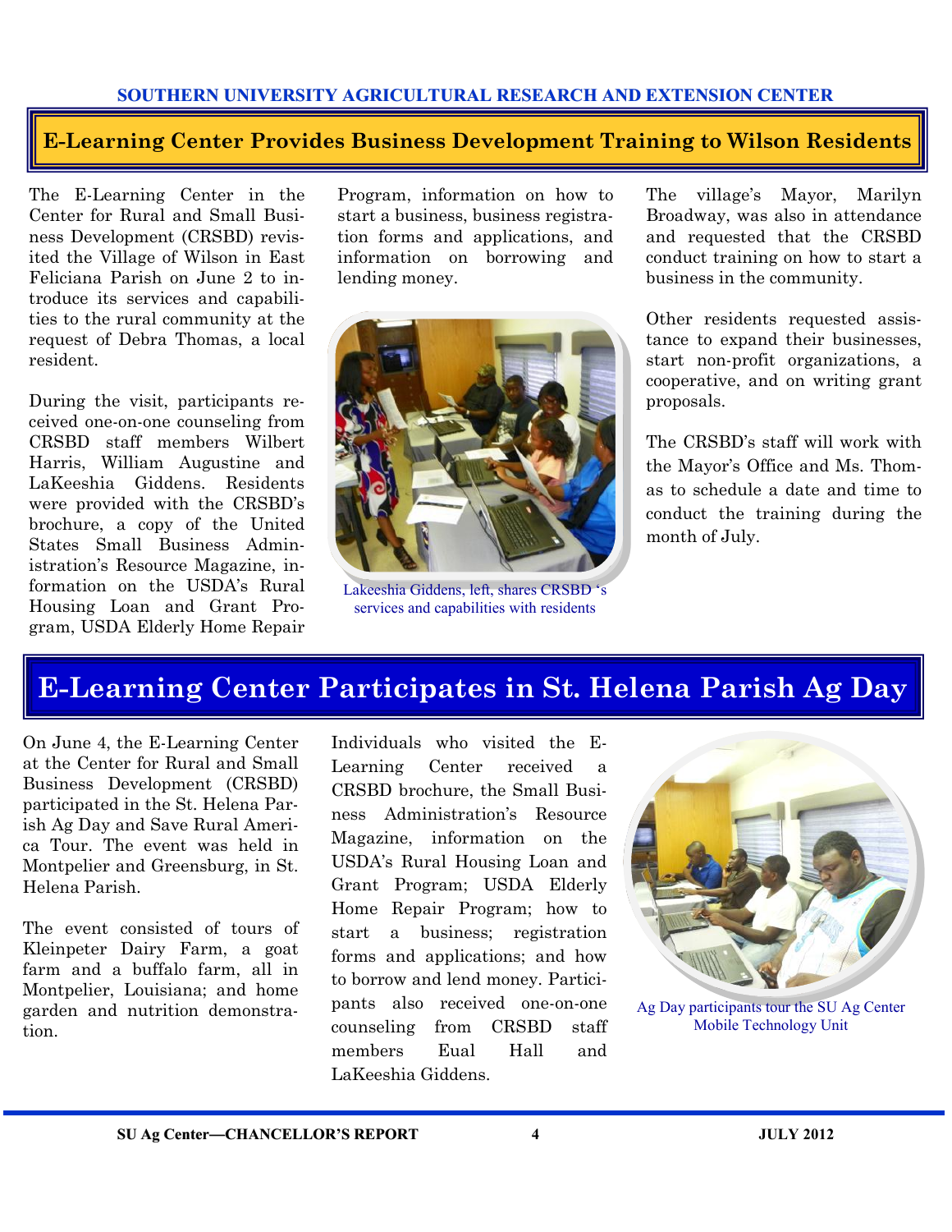## E-Learning Center Provides Business Development Training to Wilson Residents

The E-Learning Center in the Center for Rural and Small Business Development (CRSBD) revisited the Village of Wilson in East Feliciana Parish on June 2 to introduce its services and capabilities to the rural community at the request of Debra Thomas, a local resident.

During the visit, participants received one-on-one counseling from CRSBD staff members Wilbert Harris, William Augustine and LaKeeshia Giddens. Residents were provided with the CRSBD's brochure, a copy of the United States Small Business Administration's Resource Magazine, information on the USDA's Rural Housing Loan and Grant Program, USDA Elderly Home Repair Program, information on how to start a business, business registration forms and applications, and information on borrowing and lending money.

Lakeeshia Giddens, left, shares CRSBD 's services and capabilities with residents

The village's Mayor, Marilyn Broadway, was also in attendance and requested that the CRSBD conduct training on how to start a business in the community.

Other residents requested assistance to expand their businesses, start non-profit organizations, a cooperative, and on writing grant proposals.

The CRSBD's staff will work with the Mayor's Office and Ms. Thomas to schedule a date and time to conduct the training during the month of July.

## E-Learning Center Participates in St. Helena Parish Ag Day

On June 4, the E-Learning Center at the Center for Rural and Small Business Development (CRSBD) participated in the St. Helena Parish Ag Day and Save Rural America Tour. The event was held in Montpelier and Greensburg, in St. Helena Parish.

The event consisted of tours of Kleinpeter Dairy Farm, a goat farm and a buffalo farm, all in Montpelier, Louisiana; and home garden and nutrition demonstration.

Individuals who visited the E-Learning Center received a CRSBD brochure, the Small Business Administration's Resource Magazine, information on the USDA's Rural Housing Loan and Grant Program; USDA Elderly Home Repair Program; how to start a business; registration forms and applications; and how to borrow and lend money. Participants also received one-on-one counseling from CRSBD staff members Eual Hall and LaKeeshia Giddens.

Ag Day participants tour the SU Ag Center Mobile Technology Unit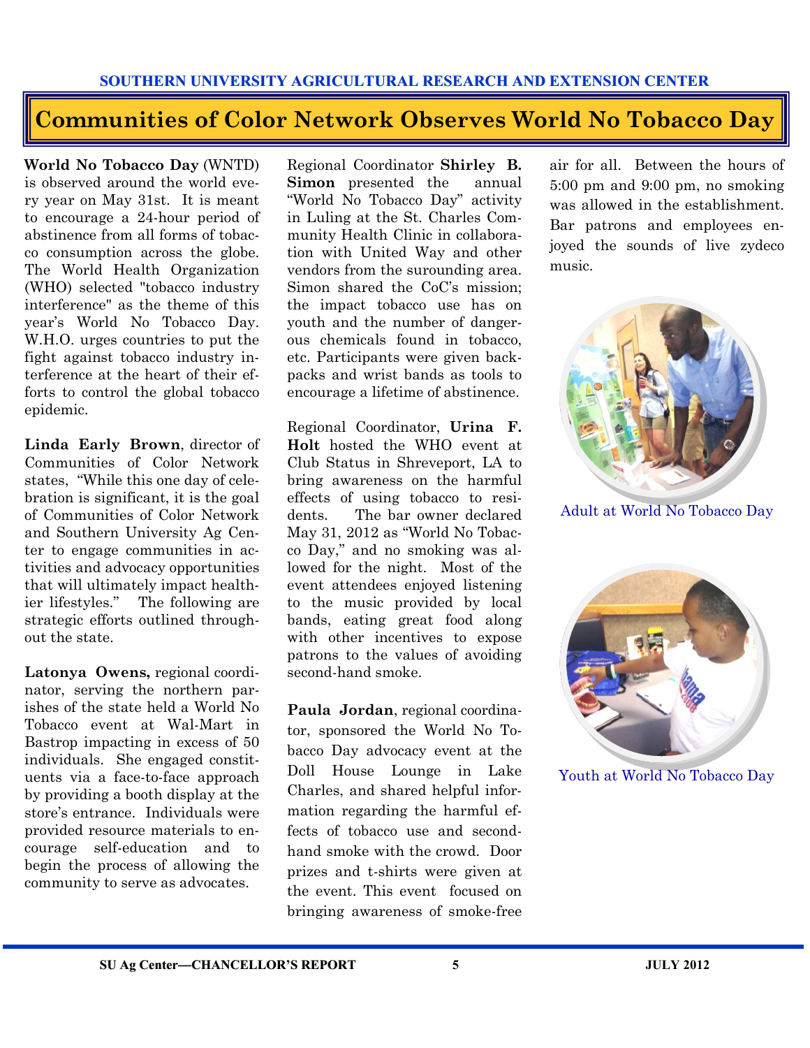# Communities of Color Network Observes World No Tobacco Day

**World No Tobacco Day** (WNTD) is observed around the world every year on May 31st. It is meant to encourage a 24-hour period of abstinence from all forms of tobacco consumption across the globe. The World Health Organization (WHO) selected "tobacco industry interference" as the theme of this year's World No Tobacco Day. W.H.O. urges countries to put the fight against tobacco industry interference at the heart of their efforts to control the global tobacco epidemic.

**Linda Early Brown**, director of Communities of Color Network states, "While this one day of celebration is significant, it is the goal of Communities of Color Network and Southern University Ag Center to engage communities in activities and advocacy opportunities that will ultimately impact healthier lifestyles." The following are strategic efforts outlined throughout the state.

**Latonya Owens,** regional coordinator, serving the northern parishes of the state held a World No Tobacco event at Wal-Mart in Bastrop impacting in excess of 50 individuals. She engaged constituents via a face-to-face approach by providing a booth display at the store's entrance. Individuals were provided resource materials to encourage self-education and to begin the process of allowing the community to serve as advocates.

Regional Coordinator **Shirley B. Simon** presented the annual "World No Tobacco Day" activity in Luling at the St. Charles Community Health Clinic in collaboration with United Way and other vendors from the suronding area. Simon shared the CoC's mission; the impact tobacco use has on youth and the number of dangerous chemicals found in tobacco, etc. Participants were given backpacks and wrist bands as tools to encourage a lifetime of abstinence.

Regional Coordinator, **Urina F. Holt** hosted the WHO event at Club Status in Shreveport, LA to bring awareness on the harmful effects of using tobacco to residents. The bar owner declared May 31, 2012 as "World No Tobacco Day," and no smoking was allowed for the night. Most of the event attendees enjoyed listening to the music provided by local bands, eating great food along with other incentives to expose patrons to the values of avoiding second-hand smoke.

**Paula Jordan**, regional coordinator, sponsored the World No Tobacco Day advocacy event at the Doll House Lounge in Lake Charles, and shared helpful information regarding the harmful effects of tobacco use and second-hand smoke with the crowd. Door prizes and t-shirts were given at the event. This event focused on bringing awareness of smoke-free air for all. Between the hours of 5:00 pm and 9:00 pm, no smoking was allowed in the establishment. Bar patrons and employees enjoyed the sounds of live zydeco music.

Adult at World No Tobacco Day

Youth at World No Tobacco Day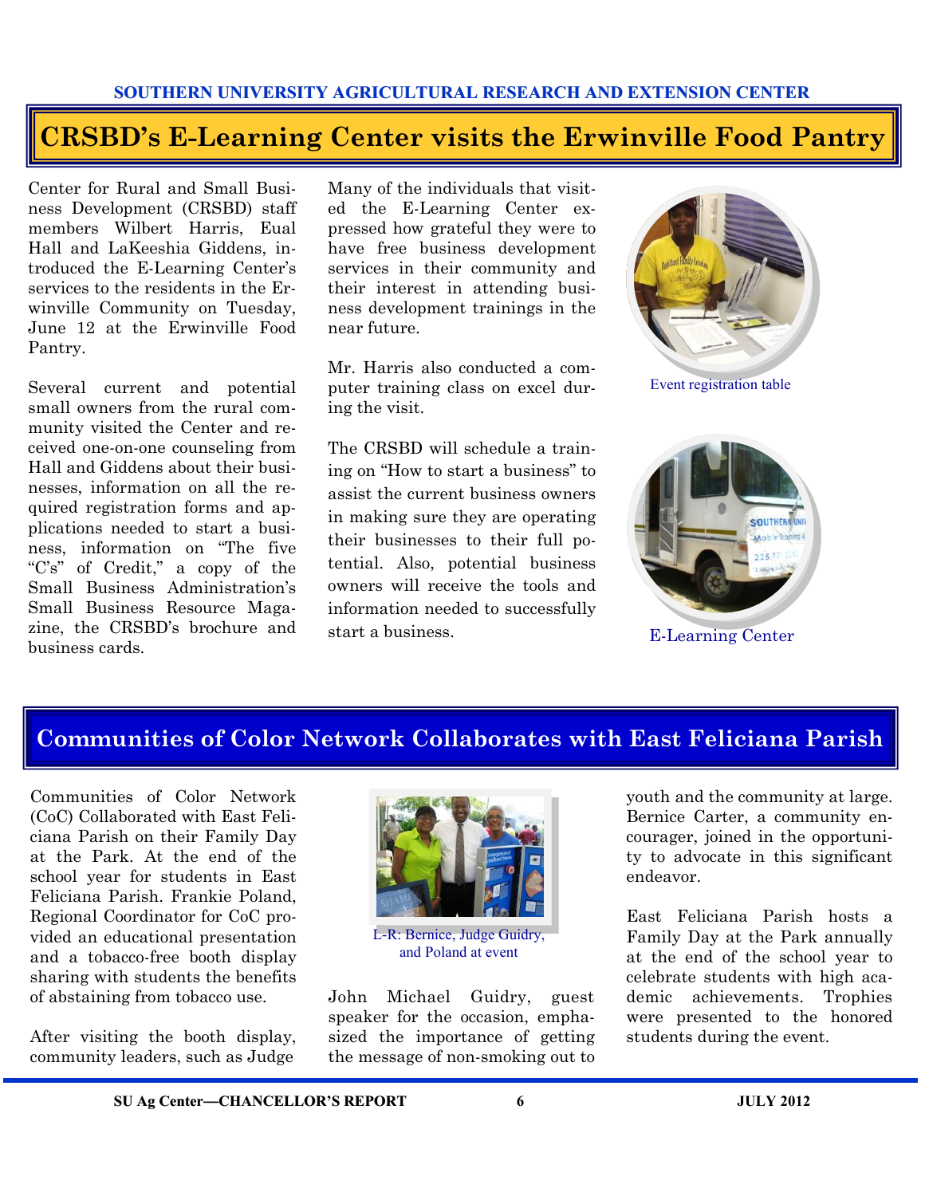# CRSBD's E-Learning Center visits the Erwinville Food Pantry

Center for Rural and Small Business Development (CRSBD) staff members Wilbert Harris, Eual Hall and LaKeeshia Giddens, introduced the E-Learning Center's services to the residents in the Erwinville Community on Tuesday, June 12 at the Erwinville Food Pantry.

Several current and potential small owners from the rural community visited the Center and received one-on-one counseling from Hall and Giddens about their businesses, information on all the required registration forms and applications needed to start a business, information on "The five "C's" of Credit," a copy of the Small Business Administration's Small Business Resource Magazine, the CRSBD's brochure and business cards.

Many of the individuals that visited the E-Learning Center expressed how grateful they were to have free business development services in their community and their interest in attending business development trainings in the near future.

Mr. Harris also conducted a computer training class on excel during the visit.

The CRSBD will schedule a training on "How to start a business" to assist the current business owners in making sure they are operating their businesses to their full potential. Also, potential business owners will receive the tools and information needed to successfully start a business.

Event registration table

E-Learning Center

# Communities of Color Network Collaborates with East Feliciana Parish

Communities of Color Network (CoC) Collaborated with East Feliciana Parish on their Family Day at the Park. At the end of the school year for students in East Feliciana Parish. Frankie Poland, Regional Coordinator for CoC provided an educational presentation and a tobacco-free booth display sharing with students the benefits of abstaining from tobacco use.

After visiting the booth display, community leaders, such as Judge John Michael Guidry, guest speaker for the occasion, emphasized the importance of getting the message of non-smoking out to youth and the community at large. Bernice Carter, a community encourager, joined in the opportunity to advocate in this significant endeavor.

L-R: Bernice, Judge Guidry, and Poland at event

East Feliciana Parish hosts a Family Day at the Park annually at the end of the school year to celebrate students with high academic achievements. Trophies were presented to the honored students during the event.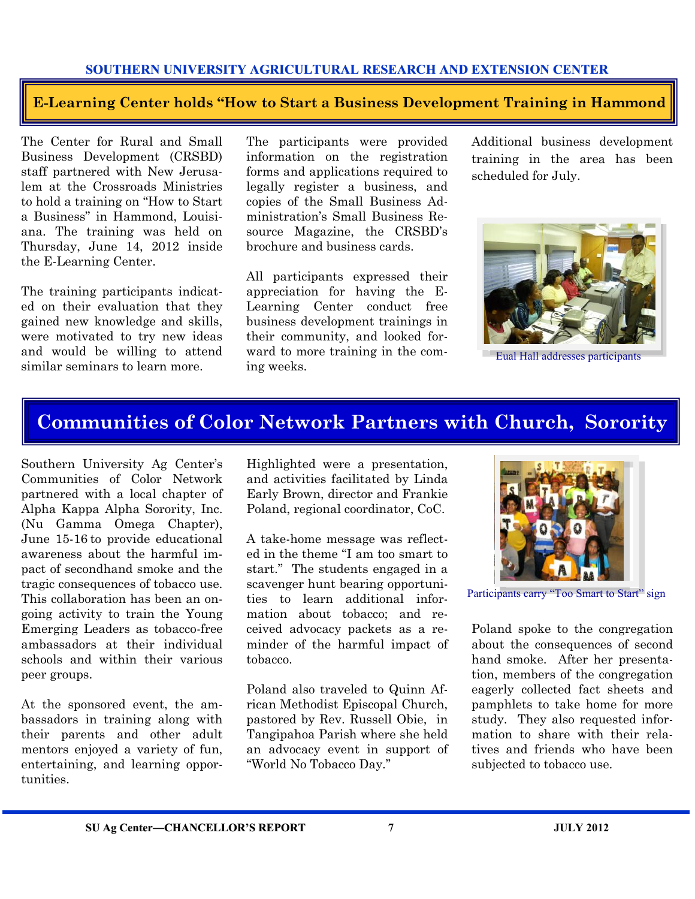## E-Learning Center holds "How to Start a Business Development Training in Hammond

The Center for Rural and Small Business Development (CRSBD) staff partnered with New Jerusalem at the Crossroads Ministries to hold a training on "How to Start a Business" in Hammond, Louisiana. The training was held on Thursday, June 14, 2012 inside the E-Learning Center.

The training participants indicated on their evaluation that they gained new knowledge and skills, were motivated to try new ideas and would be willing to attend similar seminars to learn more.

The participants were provided information on the registration forms and applications required to legally register a business, and copies of the Small Business Administration's Small Business Resource Magazine, the CRSBD's brochure and business cards.

All participants expressed their appreciation for having the E-Learning Center conduct free business development trainings in their community, and looked forward to more training in the coming weeks.

Additional business development training in the area has been scheduled for July.

Eual Hall addresses participants

## Communities of Color Network Partners with Church, Sorority

Southern University Ag Center's Communities of Color Network partnered with a local chapter of Alpha Kappa Alpha Sorority, Inc. (Nu Gamma Omega Chapter), June 15-16 to provide educational awareness about the harmful impact of secondhand smoke and the tragic consequences of tobacco use. This collaboration has been an ongoing activity to train the Young Emerging Leaders as tobacco-free ambassadors at their individual schools and within their various peer groups.

At the sponsored event, the ambassadors in training along with their parents and other adult mentors enjoyed a variety of fun, entertaining, and learning opportunities.

Highlighted were a presentation, and activities facilitated by Linda Early Brown, director and Frankie Poland, regional coordinator, CoC.

A take-home message was reflected in the theme "I am too smart to start." The students engaged in a scavenger hunt bearing opportunities to learn additional information about tobacco; and received advocacy packets as a reminder of the harmful impact of tobacco.

Poland also traveled to Quinn African Methodist Episcopal Church, pastored by Rev. Russell Obie, in Tangipahoa Parish where she held an advocacy event in support of "World No Tobacco Day."

Participants carry "Too Smart to Start" sign

Poland spoke to the congregation about the consequences of second hand smoke. After her presentation, members of the congregation eagerly collected fact sheets and pamphlets to take home for more study. They also requested information to share with their relatives and friends who have been subjected to tobacco use.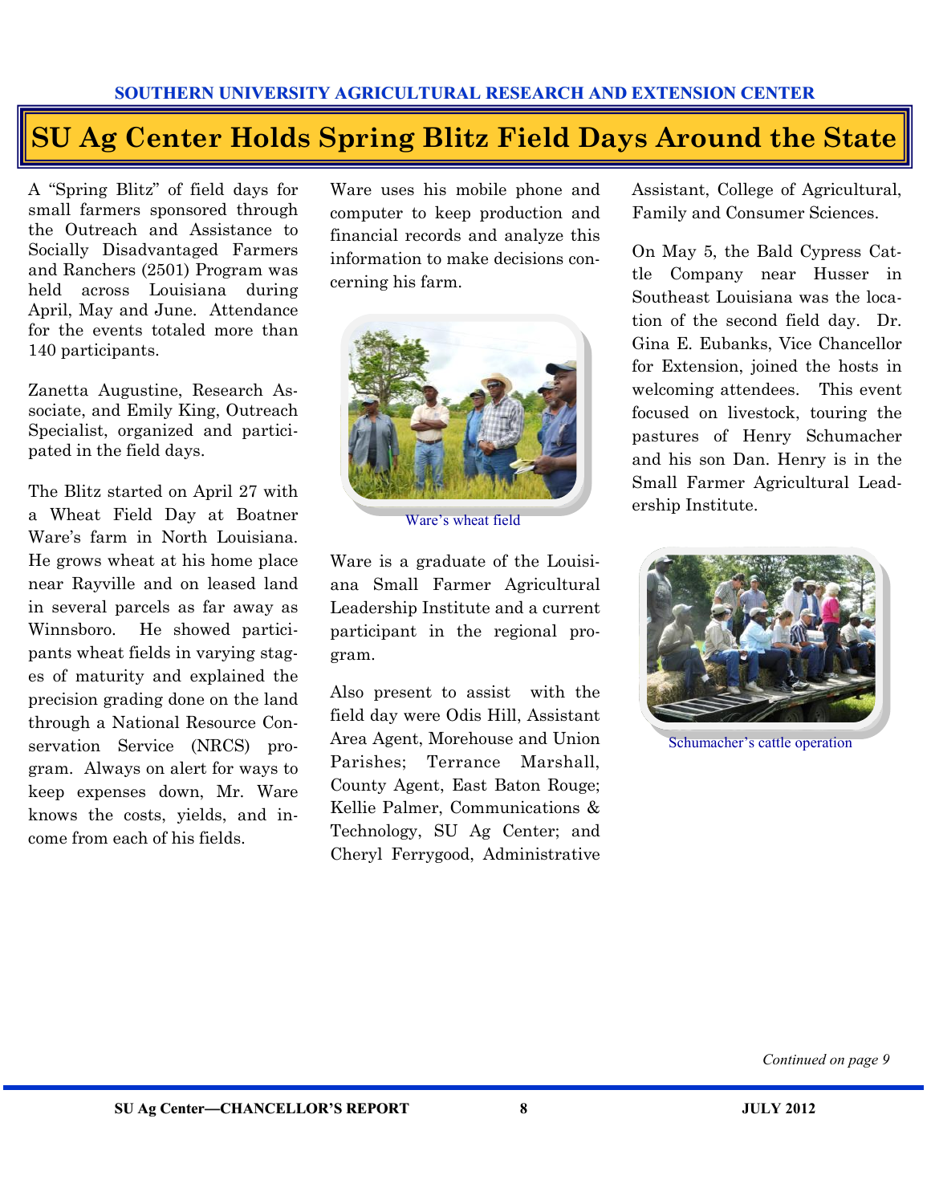SOUTHERN UNIVERSITY AGRICULTURAL RESEARCH AND EXTENSION CENTER

# SU Ag Center Holds Spring Blitz Field Days Around the State

A "Spring Blitz" of field days for small farmers sponsored through the Outreach and Assistance to Socially Disadvantaged Farmers and Ranchers (2501) Program was held across Louisiana during April, May and June. Attendance for the events totaled more than 140 participants.

Zanetta Augustine, Research Associate, and Emily King, Outreach Specialist, organized and participated in the field days.

The Blitz started on April 27 with a Wheat Field Day at Boatner Ware's farm in North Louisiana. He grows wheat at his home place near Rayville and on leased land in several parcels as far away as Winnsboro. He showed participants wheat fields in varying stages of maturity and explained the precision grading done on the land through a National Resource Conservation Service (NRCS) program. Always on alert for ways to keep expenses down, Mr. Ware knows the costs, yields, and income from each of his fields.

Ware uses his mobile phone and computer to keep production and financial records and analyze this information to make decisions concerning his farm.

Ware's wheat field

Ware is a graduate of the Louisiana Small Farmer Agricultural Leadership Institute and a current participant in the regional program.

Also present to assist with the field day were Odis Hill, Assistant Area Agent, Morehouse and Union Parishes; Terrance Marshall, County Agent, East Baton Rouge; Kellie Palmer, Communications & Technology, SU Ag Center; and Cheryl Ferrygood, Administrative Assistant, College of Agricultural, Family and Consumer Sciences.

On May 5, the Bald Cypress Cattle Company near Husser in Southeast Louisiana was the location of the second field day. Dr. Gina E. Eubanks, Vice Chancellor for Extension, joined the hosts in welcoming attendees. This event focused on livestock, touring the pastures of Henry Schumacher and his son Dan. Henry is in the Small Farmer Agricultural Leadership Institute.

Schumacher's cattle operation

*Continued on page 9*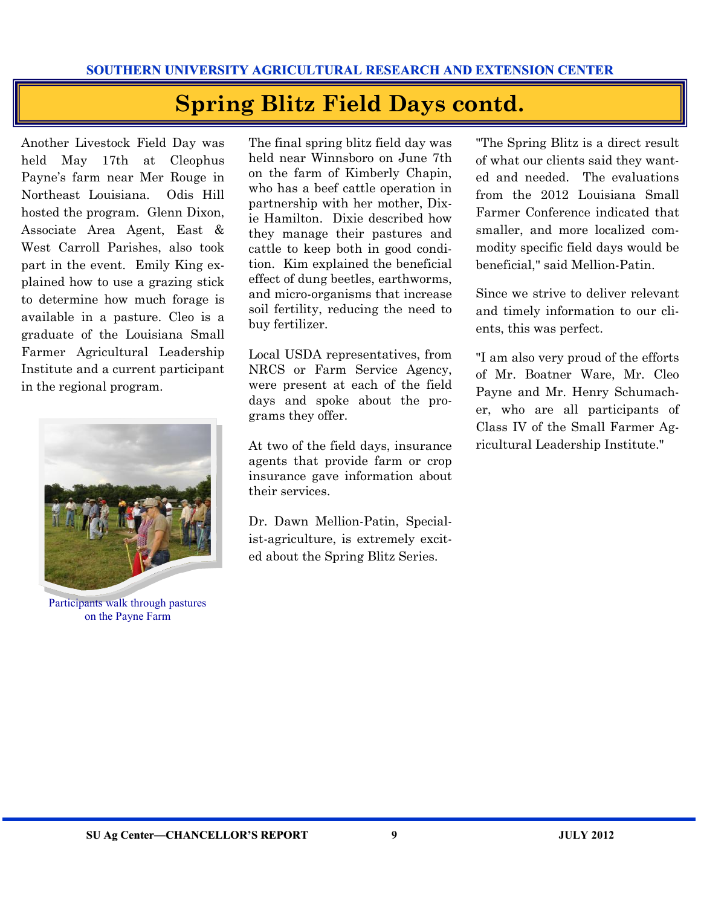# Spring Blitz Field Days contd.

Another Livestock Field Day was held May 17th at Cleophus Payne's farm near Mer Rouge in Northeast Louisiana. Odis Hill hosted the program. Glenn Dixon, Associate Area Agent, East & West Carroll Parishes, also took part in the event. Emily King explained how to use a grazing stick to determine how much forage is available in a pasture. Cleo is a graduate of the Louisiana Small Farmer Agricultural Leadership Institute and a current participant in the regional program.

Participants walk through pastures on the Payne Farm

The final spring blitz field day was held near Winnsboro on June 7th on the farm of Kimberly Chapin, who has a beef cattle operation in partnership with her mother, Dixie Hamilton. Dixie described how they manage their pastures and cattle to keep both in good condition. Kim explained the beneficial effect of dung beetles, earthworms, and micro-organisms that increase soil fertility, reducing the need to buy fertilizer.

Local USDA representatives, from NRCS or Farm Service Agency, were present at each of the field days and spoke about the programs they offer.

At two of the field days, insurance agents that provide farm or crop insurance gave information about their services.

Dr. Dawn Mellion-Patin, Specialist-agriculture, is extremely excited about the Spring Blitz Series.

"The Spring Blitz is a direct result of what our clients said they wanted and needed. The evaluations from the 2012 Louisiana Small Farmer Conference indicated that smaller, and more localized commodity specific field days would be beneficial," said Mellion-Patin.

Since we strive to deliver relevant and timely information to our clients, this was perfect.

"I am also very proud of the efforts of Mr. Boatner Ware, Mr. Cleo Payne and Mr. Henry Schumacher, who are all participants of Class IV of the Small Farmer Agricultural Leadership Institute."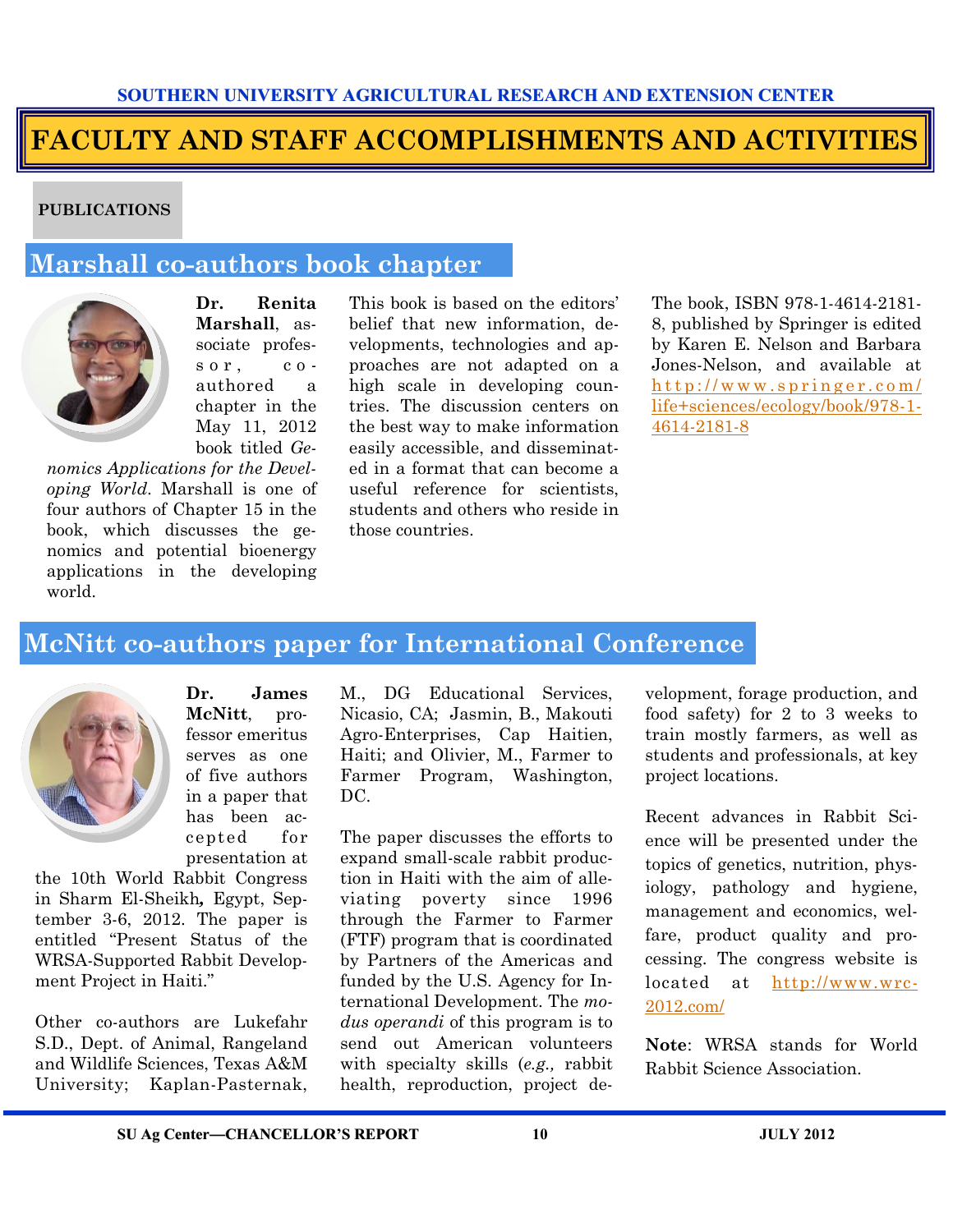SOUTHERN UNIVERSITY AGRICULTURAL RESEARCH AND EXTENSION CENTER

# FACULTY AND STAFF ACCOMPLISHMENTS AND ACTIVITIES

**PUBLICATIONS**

## Marshall co-authors book chapter

**Dr. Renita Marshall**, associate professor, co-authored a chapter in the May 11, 2012 book titled *Genomics Applications for the Developing World*. Marshall is one of four authors of Chapter 15 in the book, which discusses the genomics and potential bioenergy applications in the developing world.

This book is based on the editors' belief that new information, developments, technologies and approaches are not adapted on a high scale in developing countries. The discussion centers on the best way to make information easily accessible, and disseminated in a format that can become a useful reference for scientists, students and others who reside in those countries.

The book, ISBN 978-1-4614-2181-8, published by Springer is edited by Karen E. Nelson and Barbara Jones-Nelson, and available at http://www.springer.com/life+sciences/ecology/book/978-1-4614-2181-8

## McNitt co-authors paper for International Conference

**Dr. James McNitt**, professor emeritus serves as one of five authors in a paper that has been accepted for presentation at the 10th World Rabbit Congress in Sharm El-Sheikh**,** Egypt, September 3-6, 2012. The paper is entitled "Present Status of the WRSA-Supported Rabbit Development Project in Haiti."

Other co-authors are Lukefahr S.D., Dept. of Animal, Rangeland and Wildlife Sciences, Texas A&M University; Kaplan-Pasternak, M., DG Educational Services, Nicasio, CA; Jasmin, B., Makouti Agro-Enterprises, Cap Haitien, Haiti; and Olivier, M., Farmer to Farmer Program, Washington, DC.

The paper discusses the efforts to expand small-scale rabbit production in Haiti with the aim of alleviating poverty since 1996 through the Farmer to Farmer (FTF) program that is coordinated by Partners of the Americas and funded by the U.S. Agency for International Development. The *modus operandi* of this program is to send out American volunteers with specialty skills (*e.g.,* rabbit health, reproduction, project development, forage production, and food safety) for 2 to 3 weeks to train mostly farmers, as well as students and professionals, at key project locations.

Recent advances in Rabbit Science will be presented under the topics of genetics, nutrition, physiology, pathology and hygiene, management and economics, welfare, product quality and processing. The congress website is located at http://www.wrc-2012.com/

**Note**: WRSA stands for World Rabbit Science Association.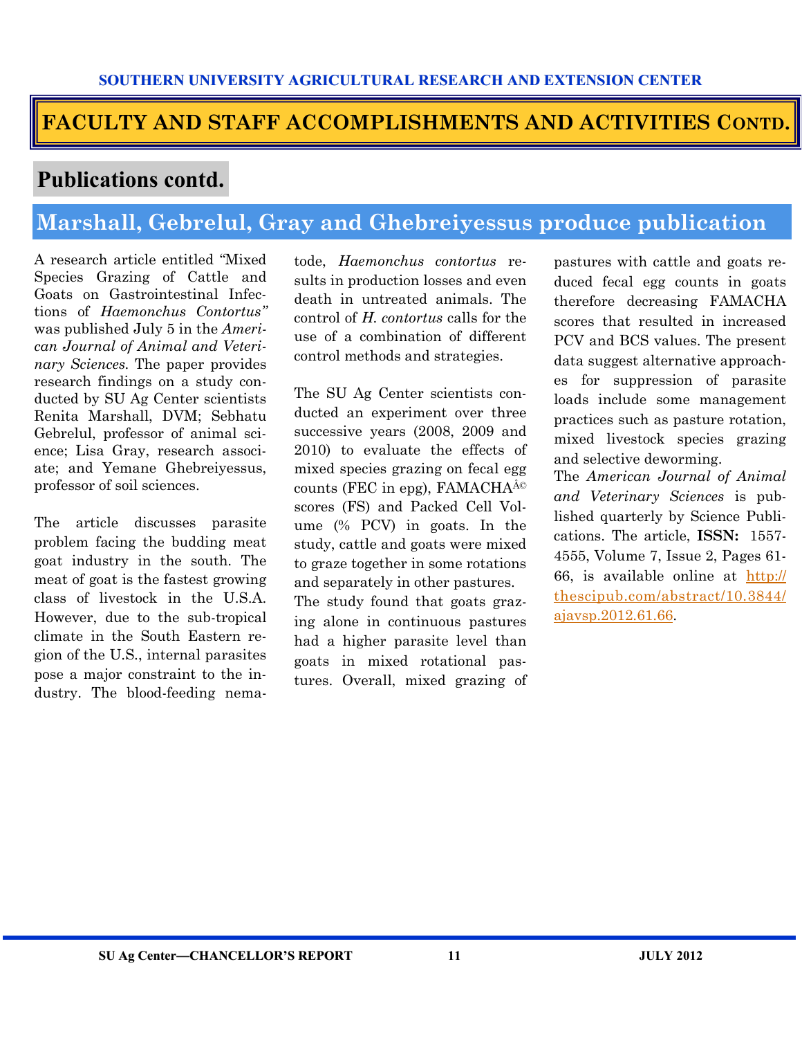## FACULTY AND STAFF ACCOMPLISHMENTS AND ACTIVITIES CONTD.

### Publications contd.

### Marshall, Gebrelul, Gray and Ghebreiyessus produce publication

A research article entitled "Mixed Species Grazing of Cattle and Goats on Gastrointestinal Infections of *Haemonchus Contortus"* was published July 5 in the *American Journal of Animal and Veterinary Sciences.* The paper provides research findings on a study conducted by SU Ag Center scientists Renita Marshall, DVM; Sebhatu Gebrelul, professor of animal science; Lisa Gray, research associate; and Yemane Ghebreiyessus, professor of soil sciences.

The article discusses parasite problem facing the budding meat goat industry in the south. The meat of goat is the fastest growing class of livestock in the U.S.A. However, due to the sub-tropical climate in the South Eastern region of the U.S., internal parasites pose a major constraint to the industry. The blood-feeding nematode, *Haemonchus contortus* results in production losses and even death in untreated animals. The control of *H. contortus* calls for the use of a combination of different control methods and strategies.

The SU Ag Center scientists conducted an experiment over three successive years (2008, 2009 and 2010) to evaluate the effects of mixed species grazing on fecal egg counts (FEC in epg), FAMACHAÂ© scores (FS) and Packed Cell Volume (% PCV) in goats. In the study, cattle and goats were mixed to graze together in some rotations and separately in other pastures.

The study found that goats grazing alone in continuous pastures had a higher parasite level than goats in mixed rotational pastures. Overall, mixed grazing of pastures with cattle and goats reduced fecal egg counts in goats therefore decreasing FAMACHA scores that resulted in increased PCV and BCS values. The present data suggest alternative approaches for suppression of parasite loads include some management practices such as pasture rotation, mixed livestock species grazing and selective deworming.

The *American Journal of Animal and Veterinary Sciences* is published quarterly by Science Publications. The article, **ISSN:** 1557-4555, Volume 7, Issue 2, Pages 61-66, is available online at http://thescipub.com/abstract/10.3844/ajavsp.2012.61.66.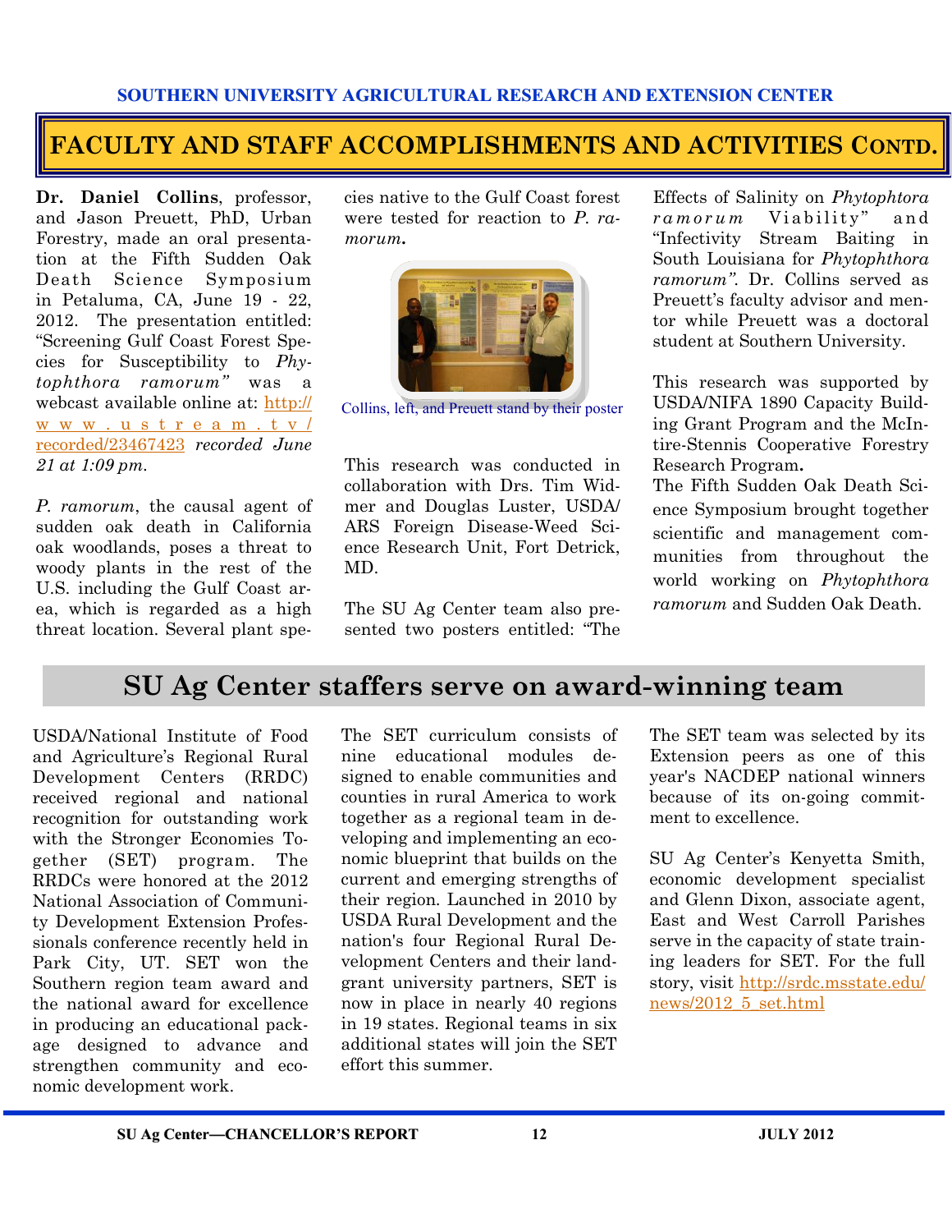## FACULTY AND STAFF ACCOMPLISHMENTS AND ACTIVITIES CONTD.

**Dr. Daniel Collins**, professor, and Jason Preuett, PhD, Urban Forestry, made an oral presentation at the Fifth Sudden Oak Death Science Symposium in Petaluma, CA, June 19 - 22, 2012. The presentation entitled: "Screening Gulf Coast Forest Species for Susceptibility to *Phytophthora ramorum"* was a webcast available online at: http://www.ustream.tv/recorded/23467423 *recorded June 21 at 1:09 pm.*

*P. ramorum*, the causal agent of sudden oak death in California oak woodlands, poses a threat to woody plants in the rest of the U.S. including the Gulf Coast area, which is regarded as a high threat location. Several plant species native to the Gulf Coast forest were tested for reaction to *P. ramorum***.**

Collins, left, and Preuett stand by their poster

This research was conducted in collaboration with Drs. Tim Widmer and Douglas Luster, USDA/ARS Foreign Disease-Weed Science Research Unit, Fort Detrick, MD.

The SU Ag Center team also presented two posters entitled: "The Effects of Salinity on *Phytophtora ramorum* Viability" and "Infectivity Stream Baiting in South Louisiana for *Phytophthora ramorum".* Dr. Collins served as Preuett's faculty advisor and mentor while Preuett was a doctoral student at Southern University.

This research was supported by USDA/NIFA 1890 Capacity Building Grant Program and the McIntire-Stennis Cooperative Forestry Research Program**.**

The Fifth Sudden Oak Death Science Symposium brought together scientific and management communities from throughout the world working on *Phytophthora ramorum* and Sudden Oak Death.

## SU Ag Center staffers serve on award-winning team

USDA/National Institute of Food and Agriculture's Regional Rural Development Centers (RRDC) received regional and national recognition for outstanding work with the Stronger Economies Together (SET) program. The RRDCs were honored at the 2012 National Association of Community Development Extension Professionals conference recently held in Park City, UT. SET won the Southern region team award and the national award for excellence in producing an educational package designed to advance and strengthen community and economic development work.

The SET curriculum consists of nine educational modules designed to enable communities and counties in rural America to work together as a regional team in developing and implementing an economic blueprint that builds on the current and emerging strengths of their region. Launched in 2010 by USDA Rural Development and the nation's four Regional Rural Development Centers and their land-grant university partners, SET is now in place in nearly 40 regions in 19 states. Regional teams in six additional states will join the SET effort this summer.

The SET team was selected by its Extension peers as one of this year's NACDEP national winners because of its on-going commitment to excellence.

SU Ag Center's Kenyetta Smith, economic development specialist and Glenn Dixon, associate agent, East and West Carroll Parishes serve in the capacity of state training leaders for SET. For the full story, visit http://srdc.msstate.edu/news/2012_5_set.html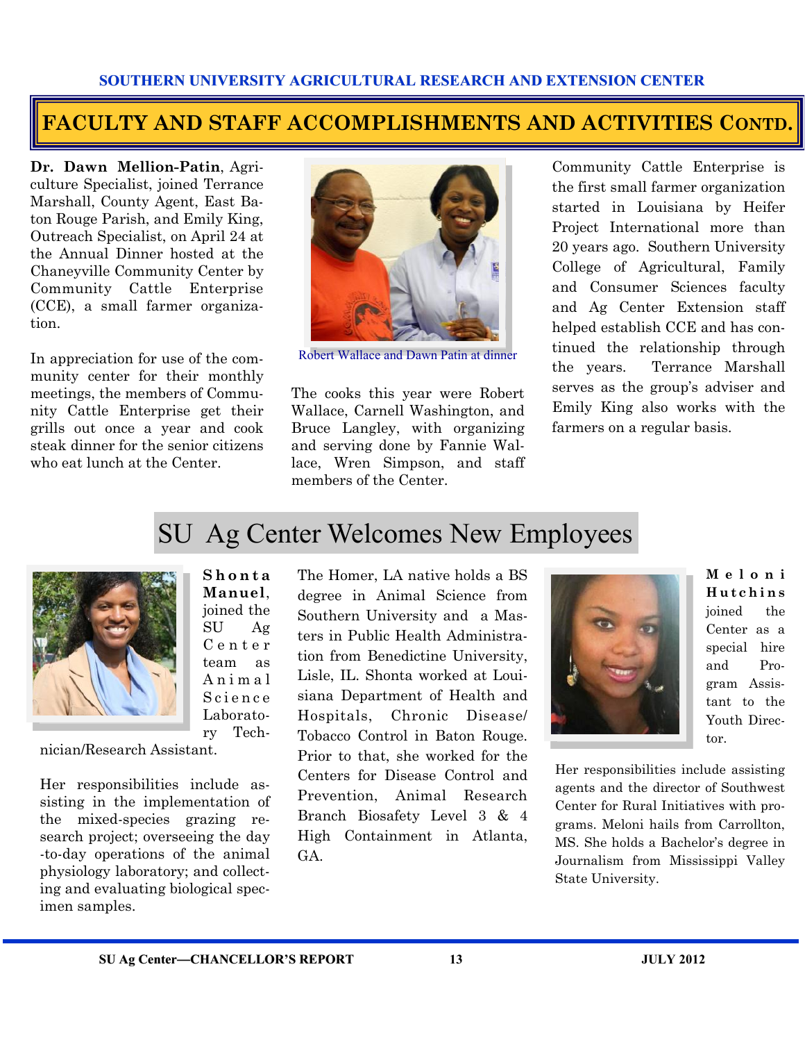# FACULTY AND STAFF ACCOMPLISHMENTS AND ACTIVITIES CONTD.

**Dr. Dawn Mellion-Patin**, Agriculture Specialist, joined Terrance Marshall, County Agent, East Baton Rouge Parish, and Emily King, Outreach Specialist, on April 24 at the Annual Dinner hosted at the Chaneyville Community Center by Community Cattle Enterprise (CCE), a small farmer organization.

In appreciation for use of the community center for their monthly meetings, the members of Community Cattle Enterprise get their grills out once a year and cook steak dinner for the senior citizens who eat lunch at the Center.

Robert Wallace and Dawn Patin at dinner

The cooks this year were Robert Wallace, Carnell Washington, and Bruce Langley, with organizing and serving done by Fannie Wallace, Wren Simpson, and staff members of the Center.

Community Cattle Enterprise is the first small farmer organization started in Louisiana by Heifer Project International more than 20 years ago. Southern University College of Agricultural, Family and Consumer Sciences faculty and Ag Center Extension staff helped establish CCE and has continued the relationship through the years. Terrance Marshall serves as the group's adviser and Emily King also works with the farmers on a regular basis.

## SU Ag Center Welcomes New Employees

**Shonta Manuel**, joined the SU Ag Center team as Animal Science Laboratory Technician/Research Assistant.

Her responsibilities include assisting in the implementation of the mixed-species grazing research project; overseeing the day-to-day operations of the animal physiology laboratory; and collecting and evaluating biological specimen samples.

The Homer, LA native holds a BS degree in Animal Science from Southern University and a Masters in Public Health Administration from Benedictine University, Lisle, IL. Shonta worked at Louisiana Department of Health and Hospitals, Chronic Disease/ Tobacco Control in Baton Rouge. Prior to that, she worked for the Centers for Disease Control and Prevention, Animal Research Branch Biosafety Level 3 & 4 High Containment in Atlanta, GA.

**Meloni Hutchins** joined the Center as a special hire and Program Assistant to the Youth Director.

Her responsibilities include assisting agents and the director of Southwest Center for Rural Initiatives with programs. Meloni hails from Carrollton, MS. She holds a Bachelor's degree in Journalism from Mississippi Valley State University.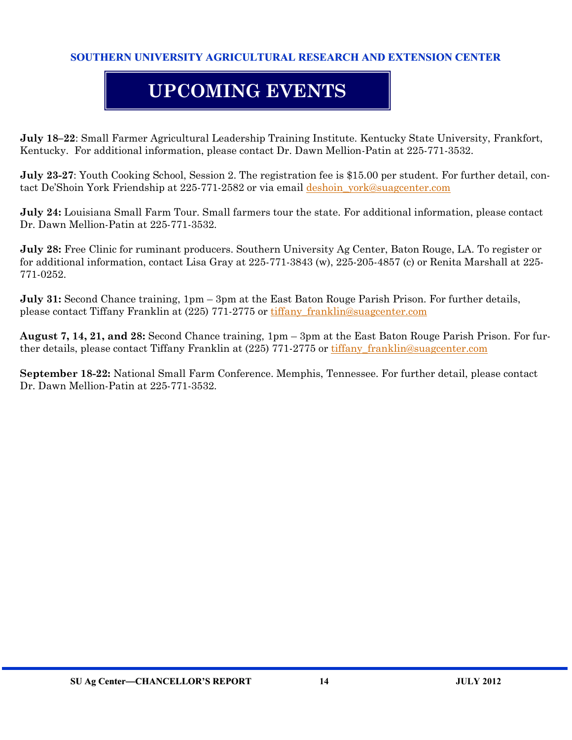**SOUTHERN UNIVERSITY AGRICULTURAL RESEARCH AND EXTENSION CENTER**

# UPCOMING EVENTS

**July 18–22**: Small Farmer Agricultural Leadership Training Institute. Kentucky State University, Frankfort, Kentucky. For additional information, please contact Dr. Dawn Mellion-Patin at 225-771-3532.

**July 23-27**: Youth Cooking School, Session 2. The registration fee is $15.00 per student. For further detail, contact De'Shoin York Friendship at 225-771-2582 or via email deshoin_york@suagcenter.com

**July 24:** Louisiana Small Farm Tour. Small farmers tour the state. For additional information, please contact Dr. Dawn Mellion-Patin at 225-771-3532.

**July 28:** Free Clinic for ruminant producers. Southern University Ag Center, Baton Rouge, LA. To register or for additional information, contact Lisa Gray at 225-771-3843 (w), 225-205-4857 (c) or Renita Marshall at 225-771-0252.

**July 31:** Second Chance training, 1pm – 3pm at the East Baton Rouge Parish Prison. For further details, please contact Tiffany Franklin at (225) 771-2775 or tiffany_franklin@suagcenter.com

**August 7, 14, 21, and 28:** Second Chance training, 1pm – 3pm at the East Baton Rouge Parish Prison. For further details, please contact Tiffany Franklin at (225) 771-2775 or tiffany_franklin@suagcenter.com

**September 18-22:** National Small Farm Conference. Memphis, Tennessee. For further detail, please contact Dr. Dawn Mellion-Patin at 225-771-3532.